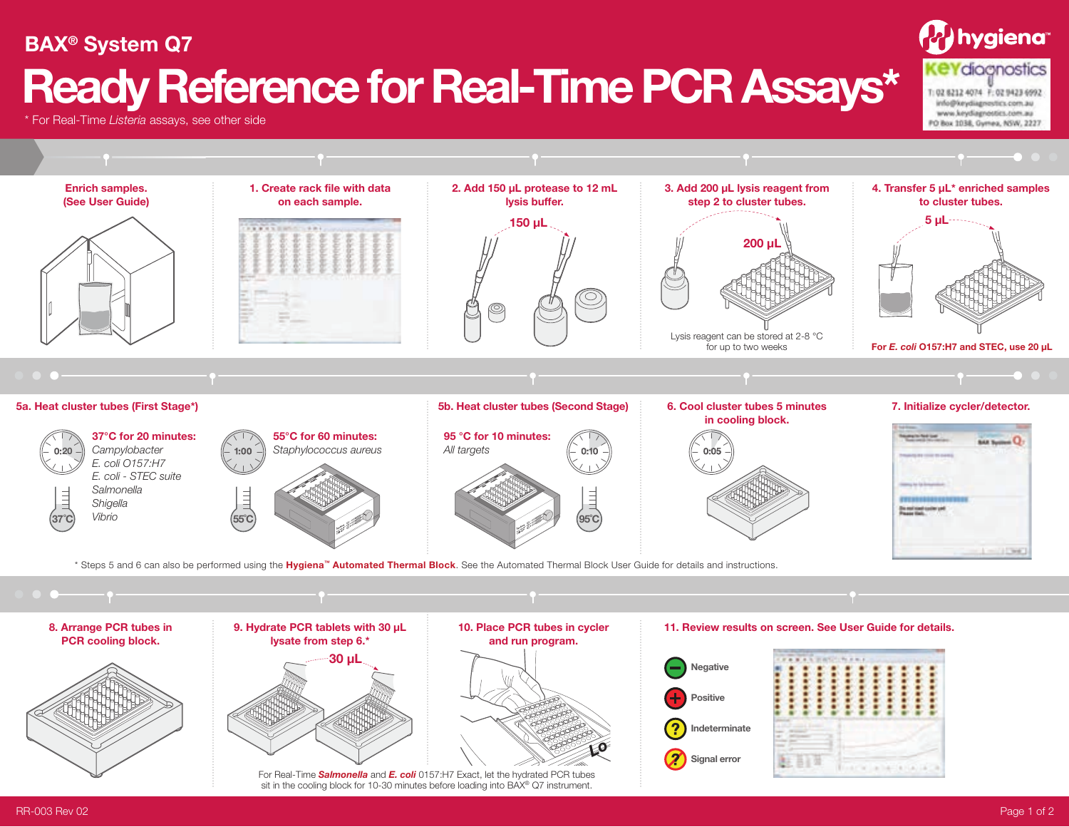# BAX® System Q7

# Ready Reference for Real-Time PCR Assays*

\* For Real-Time *Listeria* assays, see other side

hygiena™

KEYdiagnostics
T: 02 8212 4074 F: 02 9423 6992
info@keydiagnostics.com.au
www.keydiagnostics.com.au
PO Box 1038, Gymea, NSW, 2227

**Enrich samples. (See User Guide)**

**1. Create rack file with data on each sample.**

**2. Add 150 µL protease to 12 mL lysis buffer.**

150 µL

**3. Add 200 µL lysis reagent from step 2 to cluster tubes.**

200 µL

Lysis reagent can be stored at 2-8 °C for up to two weeks

**4. Transfer 5 µL* enriched samples to cluster tubes.**

5 µL

**For *E. coli* O157:H7 and STEC, use 20 µL**

**5a. Heat cluster tubes (First Stage*)**

0:20 — 37°C

**37°C for 20 minutes:**
*Campylobacter*
*E. coli O157:H7*
*E. coli - STEC suite*
*Salmonella*
*Shigella*
*Vibrio*

1:00 — 55°C

**55°C for 60 minutes:**
*Staphylococcus aureus*

**5b. Heat cluster tubes (Second Stage)**

**95 °C for 10 minutes:**
*All targets*

0:10 — 95°C

**6. Cool cluster tubes 5 minutes in cooling block.**

0:05

**7. Initialize cycler/detector.**

\* Steps 5 and 6 can also be performed using the **Hygiena™ Automated Thermal Block**. See the Automated Thermal Block User Guide for details and instructions.

**8. Arrange PCR tubes in PCR cooling block.**

**9. Hydrate PCR tablets with 30 µL lysate from step 6.***

30 µL

**10. Place PCR tubes in cycler and run program.**

For Real-Time ***Salmonella*** and ***E. coli*** O157:H7 Exact, let the hydrated PCR tubes sit in the cooling block for 10-30 minutes before loading into BAX® Q7 instrument.

**11. Review results on screen. See User Guide for details.**

- Negative
- Positive
- Indeterminate
- Signal error

RR-003 Rev 02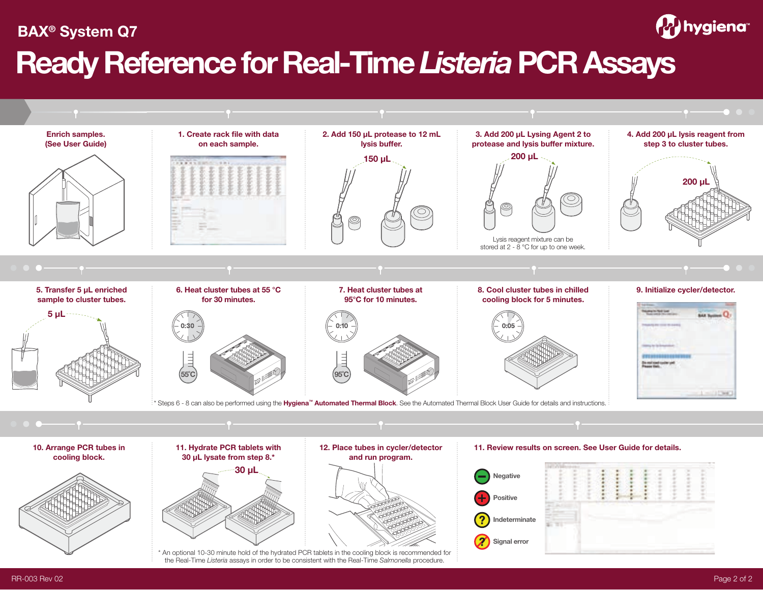**BAX® System Q7**

# Ready Reference for Real-Time *Listeria* PCR Assays

**Enrich samples. (See User Guide)**

**1. Create rack file with data on each sample.**

**2. Add 150 µL protease to 12 mL lysis buffer.**

150 µL

**3. Add 200 µL Lysing Agent 2 to protease and lysis buffer mixture.**

200 µL

Lysis reagent mixture can be stored at 2 - 8 °C for up to one week.

**4. Add 200 µL lysis reagent from step 3 to cluster tubes.**

200 µL

**5. Transfer 5 µL enriched sample to cluster tubes.**

5 µL

**6. Heat cluster tubes at 55 °C for 30 minutes.**

0:30

55˚C

**7. Heat cluster tubes at 95°C for 10 minutes.**

0:10

95˚C

**8. Cool cluster tubes in chilled cooling block for 5 minutes.**

0:05

\* Steps 6 - 8 can also be performed using the **Hygiena™ Automated Thermal Block**. See the Automated Thermal Block User Guide for details and instructions.

**9. Initialize cycler/detector.**

**10. Arrange PCR tubes in cooling block.**

**11. Hydrate PCR tablets with 30 µL lysate from step 8.\***

30 µL

\* An optional 10-30 minute hold of the hydrated PCR tablets in the cooling block is recommended for the Real-Time *Listeria* assays in order to be consistent with the Real-Time *Salmonella* procedure.

**12. Place tubes in cycler/detector and run program.**

**11. Review results on screen. See User Guide for details.**

- Negative
- Positive
- Indeterminate
- Signal error

RR-003 Rev 02